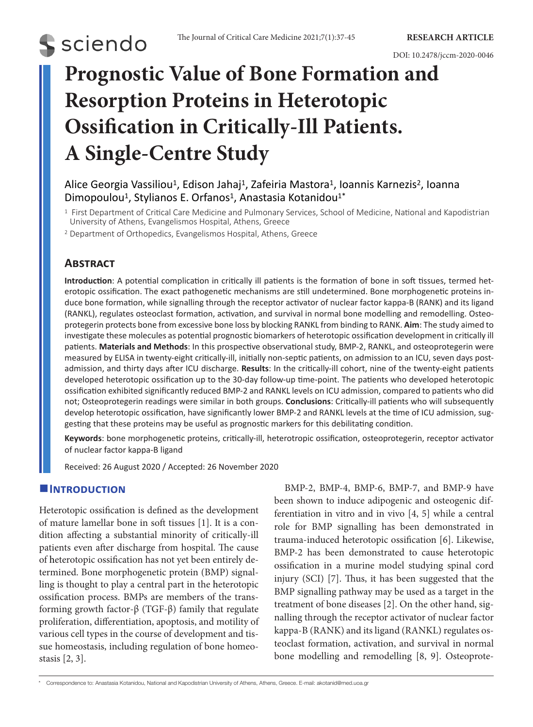RESEARCH ARTICLE

DOI: 10.2478/jccm-2020-0046

# Prognostic Value of Bone Formation and Resorption Proteins in Heterotopic Ossification in Critically-Ill Patients. A Single-Centre Study

Alice Georgia Vassiliou[1], Edison Jahaj[1], Zafeiria Mastora[1], Ioannis Karnezis[2], Ioanna Dimopoulou[1], Stylianos E. Orfanos[1], Anastasia Kotanidou[1*]

[1] First Department of Critical Care Medicine and Pulmonary Services, School of Medicine, National and Kapodistrian University of Athens, Evangelismos Hospital, Athens, Greece

[2] Department of Orthopedics, Evangelismos Hospital, Athens, Greece

## Abstract

**Introduction**: A potential complication in critically ill patients is the formation of bone in soft tissues, termed heterotopic ossification. The exact pathogenetic mechanisms are still undetermined. Bone morphogenetic proteins induce bone formation, while signalling through the receptor activator of nuclear factor kappa-B (RANK) and its ligand (RANKL), regulates osteoclast formation, activation, and survival in normal bone modelling and remodelling. Osteoprotegerin protects bone from excessive bone loss by blocking RANKL from binding to RANK. **Aim**: The study aimed to investigate these molecules as potential prognostic biomarkers of heterotopic ossification development in critically ill patients. **Materials and Methods**: In this prospective observational study, BMP-2, RANKL, and osteoprotegerin were measured by ELISA in twenty-eight critically-ill, initially non-septic patients, on admission to an ICU, seven days post-admission, and thirty days after ICU discharge. **Results**: In the critically-ill cohort, nine of the twenty-eight patients developed heterotopic ossification up to the 30-day follow-up time-point. The patients who developed heterotopic ossification exhibited significantly reduced BMP-2 and RANKL levels on ICU admission, compared to patients who did not; Osteoprotegerin readings were similar in both groups. **Conclusions**: Critically-ill patients who will subsequently develop heterotopic ossification, have significantly lower BMP-2 and RANKL levels at the time of ICU admission, suggesting that these proteins may be useful as prognostic markers for this debilitating condition.

**Keywords**: bone morphogenetic proteins, critically-ill, heterotropic ossification, osteoprotegerin, receptor activator of nuclear factor kappa-B ligand

Received: 26 August 2020 / Accepted: 26 November 2020

## Introduction

Heterotopic ossification is defined as the development of mature lamellar bone in soft tissues [1]. It is a condition affecting a substantial minority of critically-ill patients even after discharge from hospital. The cause of heterotopic ossification has not yet been entirely determined. Bone morphogenetic protein (BMP) signalling is thought to play a central part in the heterotopic ossification process. BMPs are members of the transforming growth factor-β (TGF-β) family that regulate proliferation, differentiation, apoptosis, and motility of various cell types in the course of development and tissue homeostasis, including regulation of bone homeostasis [2, 3].

BMP-2, BMP-4, BMP-6, BMP-7, and BMP-9 have been shown to induce adipogenic and osteogenic differentiation in vitro and in vivo [4, 5] while a central role for BMP signalling has been demonstrated in trauma-induced heterotopic ossification [6]. Likewise, BMP-2 has been demonstrated to cause heterotopic ossification in a murine model studying spinal cord injury (SCI) [7]. Thus, it has been suggested that the BMP signalling pathway may be used as a target in the treatment of bone diseases [2]. On the other hand, signalling through the receptor activator of nuclear factor kappa-B (RANK) and its ligand (RANKL) regulates osteoclast formation, activation, and survival in normal bone modelling and remodelling [8, 9]. Osteoprote-

* Correspondence to: Anastasia Kotanidou, National and Kapodistrian University of Athens, Athens, Greece. E-mail: akotanid@med.uoa.gr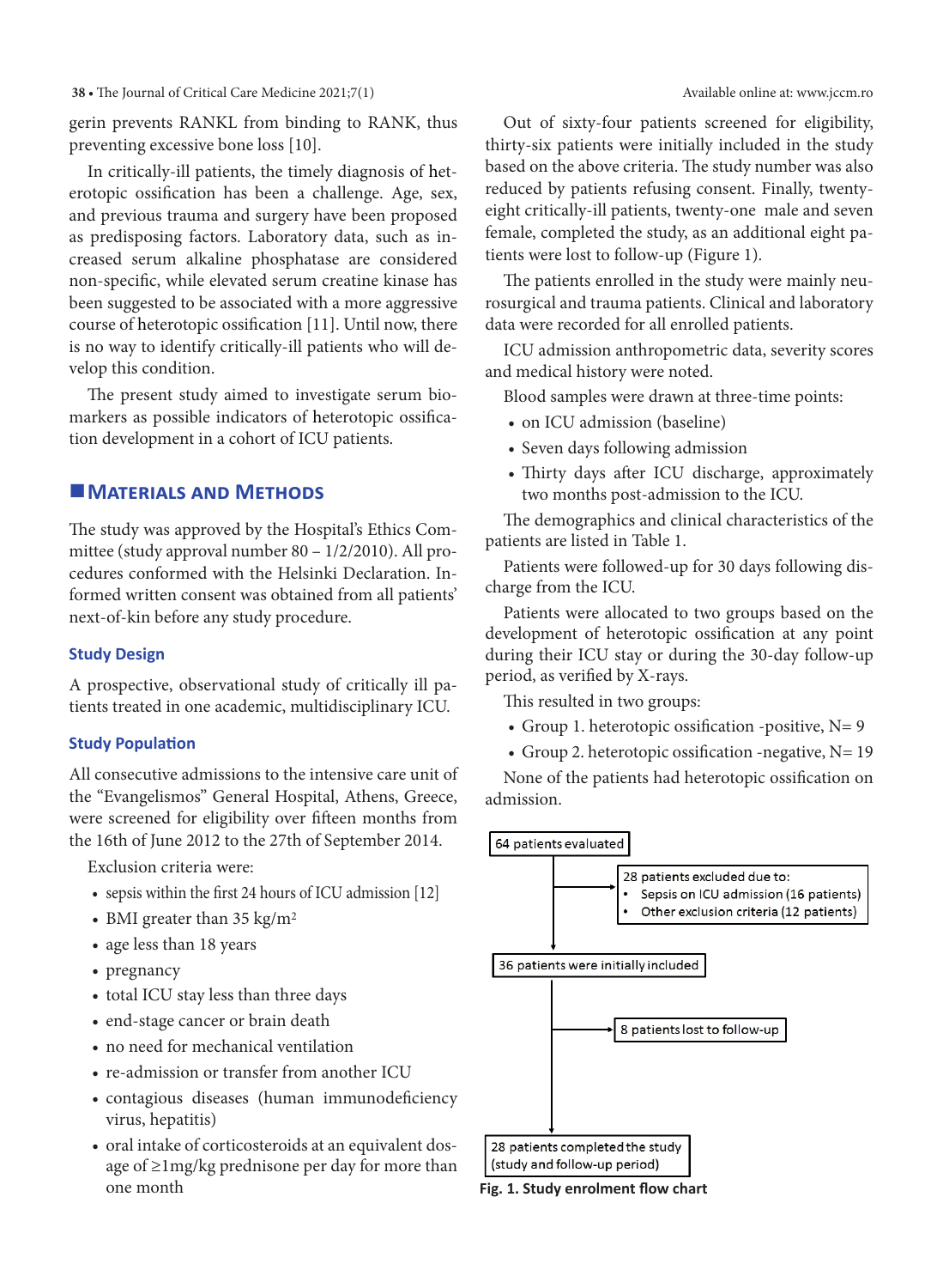gerin prevents RANKL from binding to RANK, thus preventing excessive bone loss [10].

In critically-ill patients, the timely diagnosis of heterotopic ossification has been a challenge. Age, sex, and previous trauma and surgery have been proposed as predisposing factors. Laboratory data, such as increased serum alkaline phosphatase are considered non-specific, while elevated serum creatine kinase has been suggested to be associated with a more aggressive course of heterotopic ossification [11]. Until now, there is no way to identify critically-ill patients who will develop this condition.

The present study aimed to investigate serum biomarkers as possible indicators of heterotopic ossification development in a cohort of ICU patients.

## Materials and Methods

The study was approved by the Hospital's Ethics Committee (study approval number 80 – 1/2/2010). All procedures conformed with the Helsinki Declaration. Informed written consent was obtained from all patients' next-of-kin before any study procedure.

### Study Design

A prospective, observational study of critically ill patients treated in one academic, multidisciplinary ICU.

### Study Population

All consecutive admissions to the intensive care unit of the "Evangelismos" General Hospital, Athens, Greece, were screened for eligibility over fifteen months from the 16th of June 2012 to the 27th of September 2014.

Exclusion criteria were:

- sepsis within the first 24 hours of ICU admission [12]
- BMI greater than 35 kg/m$^2$
- age less than 18 years
- pregnancy
- total ICU stay less than three days
- end-stage cancer or brain death
- no need for mechanical ventilation
- re-admission or transfer from another ICU
- contagious diseases (human immunodeficiency virus, hepatitis)
- oral intake of corticosteroids at an equivalent dosage of ≥1mg/kg prednisone per day for more than one month

Out of sixty-four patients screened for eligibility, thirty-six patients were initially included in the study based on the above criteria. The study number was also reduced by patients refusing consent. Finally, twenty-eight critically-ill patients, twenty-one male and seven female, completed the study, as an additional eight patients were lost to follow-up (Figure 1).

The patients enrolled in the study were mainly neurosurgical and trauma patients. Clinical and laboratory data were recorded for all enrolled patients.

ICU admission anthropometric data, severity scores and medical history were noted.

Blood samples were drawn at three-time points:

- on ICU admission (baseline)
- Seven days following admission
- Thirty days after ICU discharge, approximately two months post-admission to the ICU.

The demographics and clinical characteristics of the patients are listed in Table 1.

Patients were followed-up for 30 days following discharge from the ICU.

Patients were allocated to two groups based on the development of heterotopic ossification at any point during their ICU stay or during the 30-day follow-up period, as verified by X-rays.

This resulted in two groups:

- Group 1. heterotopic ossification -positive, N= 9
- Group 2. heterotopic ossification -negative, N= 19

None of the patients had heterotopic ossification on admission.

64 patients evaluated

28 patients excluded due to:
- Sepsis on ICU admission (16 patients)
- Other exclusion criteria (12 patients)

36 patients were initially included

8 patients lost to follow-up

28 patients completed the study (study and follow-up period)

**Fig. 1. Study enrolment flow chart**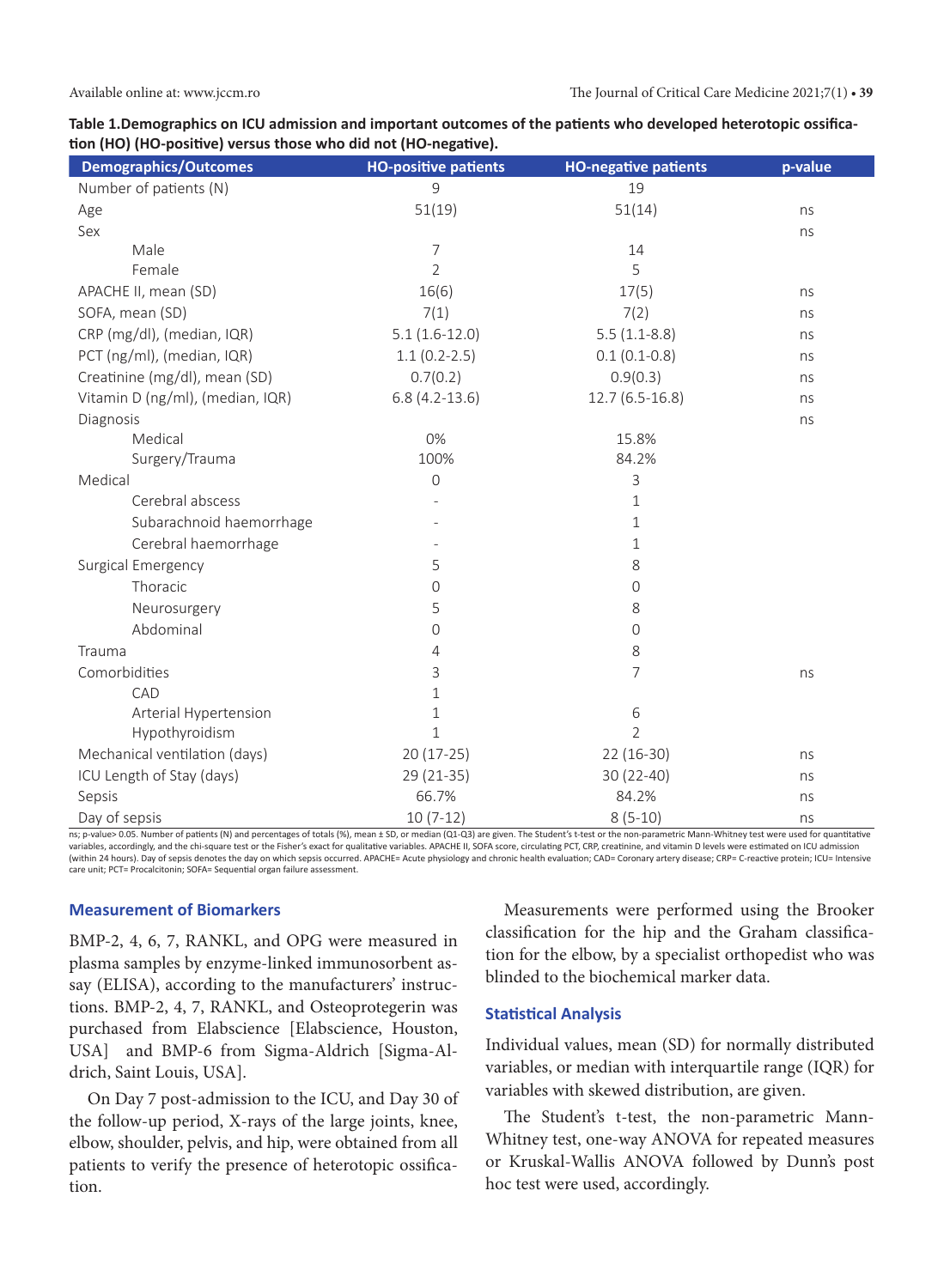**Table 1.Demographics on ICU admission and important outcomes of the patients who developed heterotopic ossification (HO) (HO-positive) versus those who did not (HO-negative).**

| Demographics/Outcomes | HO-positive patients | HO-negative patients | p-value |
|---|---|---|---|
| Number of patients (N) | 9 | 19 | |
| Age | 51(19) | 51(14) | ns |
| Sex | | | ns |
| Male | 7 | 14 | |
| Female | 2 | 5 | |
| APACHE II, mean (SD) | 16(6) | 17(5) | ns |
| SOFA, mean (SD) | 7(1) | 7(2) | ns |
| CRP (mg/dl), (median, IQR) | 5.1 (1.6-12.0) | 5.5 (1.1-8.8) | ns |
| PCT (ng/ml), (median, IQR) | 1.1 (0.2-2.5) | 0.1 (0.1-0.8) | ns |
| Creatinine (mg/dl), mean (SD) | 0.7(0.2) | 0.9(0.3) | ns |
| Vitamin D (ng/ml), (median, IQR) | 6.8 (4.2-13.6) | 12.7 (6.5-16.8) | ns |
| Diagnosis | | | ns |
| Medical | 0% | 15.8% | |
| Surgery/Trauma | 100% | 84.2% | |
| Medical | 0 | 3 | |
| Cerebral abscess | - | 1 | |
| Subarachnoid haemorrhage | - | 1 | |
| Cerebral haemorrhage | - | 1 | |
| Surgical Emergency | 5 | 8 | |
| Thoracic | 0 | 0 | |
| Neurosurgery | 5 | 8 | |
| Abdominal | 0 | 0 | |
| Trauma | 4 | 8 | |
| Comorbidities | 3 | 7 | ns |
| CAD | 1 | | |
| Arterial Hypertension | 1 | 6 | |
| Hypothyroidism | 1 | 2 | |
| Mechanical ventilation (days) | 20 (17-25) | 22 (16-30) | ns |
| ICU Length of Stay (days) | 29 (21-35) | 30 (22-40) | ns |
| Sepsis | 66.7% | 84.2% | ns |
| Day of sepsis | 10 (7-12) | 8 (5-10) | ns |

ns; p-value> 0.05. Number of patients (N) and percentages of totals (%), mean ± SD, or median (Q1-Q3) are given. The Student's t-test or the non-parametric Mann-Whitney test were used for quantitative variables, accordingly, and the chi-square test or the Fisher's exact for qualitative variables. APACHE II, SOFA score, circulating PCT, CRP, creatinine, and vitamin D levels were estimated on ICU admission (within 24 hours). Day of sepsis denotes the day on which sepsis occurred. APACHE= Acute physiology and chronic health evaluation; CAD= Coronary artery disease; CRP= C-reactive protein; ICU= Intensive care unit; PCT= Procalcitonin; SOFA= Sequential organ failure assessment.

### Measurement of Biomarkers

BMP-2, 4, 6, 7, RANKL, and OPG were measured in plasma samples by enzyme-linked immunosorbent assay (ELISA), according to the manufacturers' instructions. BMP-2, 4, 7, RANKL, and Osteoprotegerin was purchased from Elabscience [Elabscience, Houston, USA] and BMP-6 from Sigma-Aldrich [Sigma-Aldrich, Saint Louis, USA].

On Day 7 post-admission to the ICU, and Day 30 of the follow-up period, X-rays of the large joints, knee, elbow, shoulder, pelvis, and hip, were obtained from all patients to verify the presence of heterotopic ossification.

Measurements were performed using the Brooker classification for the hip and the Graham classification for the elbow, by a specialist orthopedist who was blinded to the biochemical marker data.

### Statistical Analysis

Individual values, mean (SD) for normally distributed variables, or median with interquartile range (IQR) for variables with skewed distribution, are given.

The Student's t-test, the non-parametric Mann-Whitney test, one-way ANOVA for repeated measures or Kruskal-Wallis ANOVA followed by Dunn's post hoc test were used, accordingly.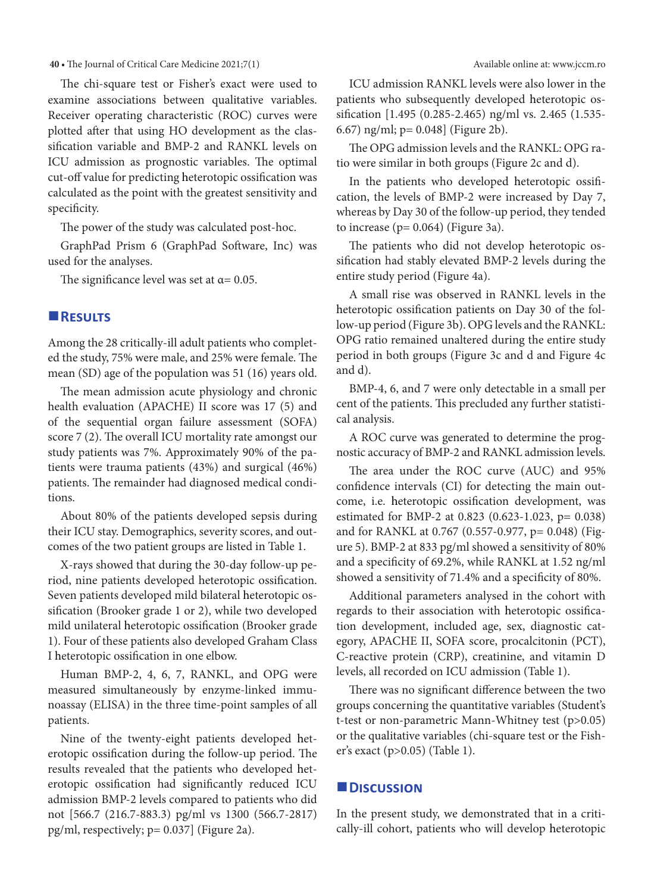The chi-square test or Fisher's exact were used to examine associations between qualitative variables. Receiver operating characteristic (ROC) curves were plotted after that using HO development as the classification variable and BMP-2 and RANKL levels on ICU admission as prognostic variables. The optimal cut-off value for predicting heterotopic ossification was calculated as the point with the greatest sensitivity and specificity.

The power of the study was calculated post-hoc.

GraphPad Prism 6 (GraphPad Software, Inc) was used for the analyses.

The significance level was set at α= 0.05.

## Results

Among the 28 critically-ill adult patients who completed the study, 75% were male, and 25% were female. The mean (SD) age of the population was 51 (16) years old.

The mean admission acute physiology and chronic health evaluation (APACHE) II score was 17 (5) and of the sequential organ failure assessment (SOFA) score 7 (2). The overall ICU mortality rate amongst our study patients was 7%. Approximately 90% of the patients were trauma patients (43%) and surgical (46%) patients. The remainder had diagnosed medical conditions.

About 80% of the patients developed sepsis during their ICU stay. Demographics, severity scores, and outcomes of the two patient groups are listed in Table 1.

X-rays showed that during the 30-day follow-up period, nine patients developed heterotopic ossification. Seven patients developed mild bilateral heterotopic ossification (Brooker grade 1 or 2), while two developed mild unilateral heterotopic ossification (Brooker grade 1). Four of these patients also developed Graham Class I heterotopic ossification in one elbow.

Human BMP-2, 4, 6, 7, RANKL, and OPG were measured simultaneously by enzyme-linked immunoassay (ELISA) in the three time-point samples of all patients.

Nine of the twenty-eight patients developed heterotopic ossification during the follow-up period. The results revealed that the patients who developed heterotopic ossification had significantly reduced ICU admission BMP-2 levels compared to patients who did not [566.7 (216.7-883.3) pg/ml vs 1300 (566.7-2817) pg/ml, respectively; p= 0.037] (Figure 2a).

ICU admission RANKL levels were also lower in the patients who subsequently developed heterotopic ossification [1.495 (0.285-2.465) ng/ml vs. 2.465 (1.535-6.67) ng/ml; p= 0.048] (Figure 2b).

The OPG admission levels and the RANKL: OPG ratio were similar in both groups (Figure 2c and d).

In the patients who developed heterotopic ossification, the levels of BMP-2 were increased by Day 7, whereas by Day 30 of the follow-up period, they tended to increase (p= 0.064) (Figure 3a).

The patients who did not develop heterotopic ossification had stably elevated BMP-2 levels during the entire study period (Figure 4a).

A small rise was observed in RANKL levels in the heterotopic ossification patients on Day 30 of the follow-up period (Figure 3b). OPG levels and the RANKL: OPG ratio remained unaltered during the entire study period in both groups (Figure 3c and d and Figure 4c and d).

BMP-4, 6, and 7 were only detectable in a small per cent of the patients. This precluded any further statistical analysis.

A ROC curve was generated to determine the prognostic accuracy of BMP-2 and RANKL admission levels.

The area under the ROC curve (AUC) and 95% confidence intervals (CI) for detecting the main outcome, i.e. heterotopic ossification development, was estimated for BMP-2 at 0.823 (0.623-1.023, p= 0.038) and for RANKL at 0.767 (0.557-0.977, p= 0.048) (Figure 5). BMP-2 at 833 pg/ml showed a sensitivity of 80% and a specificity of 69.2%, while RANKL at 1.52 ng/ml showed a sensitivity of 71.4% and a specificity of 80%.

Additional parameters analysed in the cohort with regards to their association with heterotopic ossification development, included age, sex, diagnostic category, APACHE II, SOFA score, procalcitonin (PCT), C-reactive protein (CRP), creatinine, and vitamin D levels, all recorded on ICU admission (Table 1).

There was no significant difference between the two groups concerning the quantitative variables (Student's t-test or non-parametric Mann-Whitney test (p>0.05) or the qualitative variables (chi-square test or the Fisher's exact (p>0.05) (Table 1).

## Discussion

In the present study, we demonstrated that in a critically-ill cohort, patients who will develop heterotopic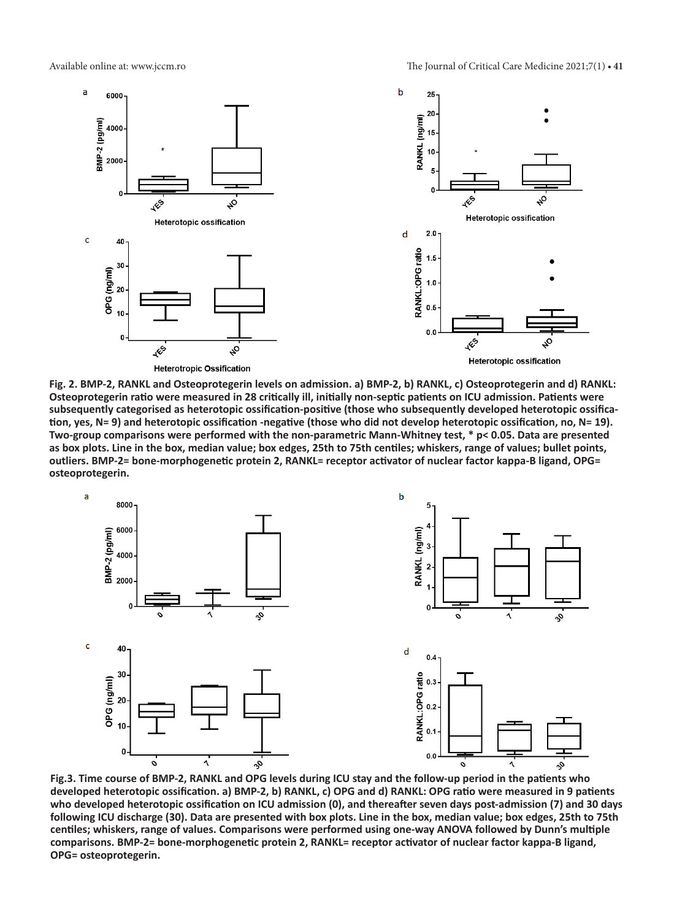Fig. 2. BMP-2, RANKL and Osteoprotegerin levels on admission. a) BMP-2, b) RANKL, c) Osteoprotegerin and d) RANKL: Osteoprotegerin ratio were measured in 28 critically ill, initially non-septic patients on ICU admission. Patients were subsequently categorised as heterotopic ossification-positive (those who subsequently developed heterotopic ossification, yes, N= 9) and heterotopic ossification -negative (those who did not develop heterotopic ossification, no, N= 19). Two-group comparisons were performed with the non-parametric Mann-Whitney test, * p< 0.05. Data are presented as box plots. Line in the box, median value; box edges, 25th to 75th centiles; whiskers, range of values; bullet points, outliers. BMP-2= bone-morphogenetic protein 2, RANKL= receptor activator of nuclear factor kappa-B ligand, OPG= osteoprotegerin.

Fig.3. Time course of BMP-2, RANKL and OPG levels during ICU stay and the follow-up period in the patients who developed heterotopic ossification. a) BMP-2, b) RANKL, c) OPG and d) RANKL: OPG ratio were measured in 9 patients who developed heterotopic ossification on ICU admission (0), and thereafter seven days post-admission (7) and 30 days following ICU discharge (30). Data are presented with box plots. Line in the box, median value; box edges, 25th to 75th centiles; whiskers, range of values. Comparisons were performed using one-way ANOVA followed by Dunn's multiple comparisons. BMP-2= bone-morphogenetic protein 2, RANKL= receptor activator of nuclear factor kappa-B ligand, OPG= osteoprotegerin.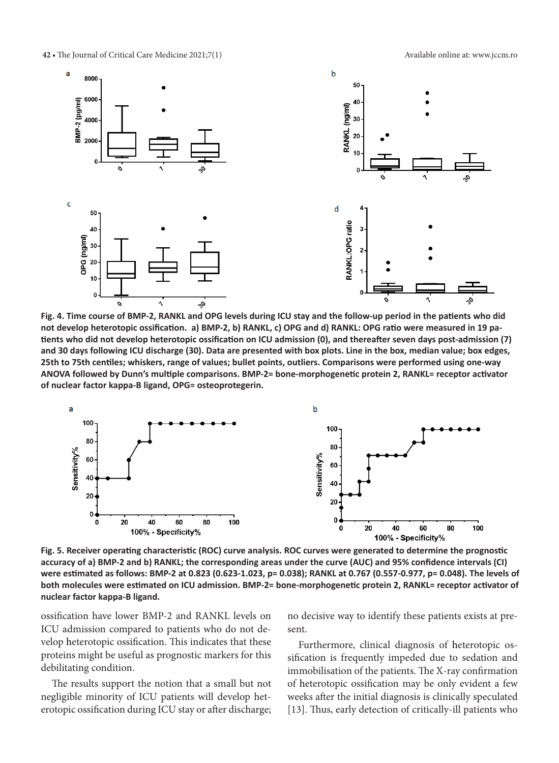Fig. 4. Time course of BMP-2, RANKL and OPG levels during ICU stay and the follow-up period in the patients who did not develop heterotopic ossification. a) BMP-2, b) RANKL, c) OPG and d) RANKL: OPG ratio were measured in 19 patients who did not develop heterotopic ossification on ICU admission (0), and thereafter seven days post-admission (7) and 30 days following ICU discharge (30). Data are presented with box plots. Line in the box, median value; box edges, 25th to 75th centiles; whiskers, range of values; bullet points, outliers. Comparisons were performed using one-way ANOVA followed by Dunn's multiple comparisons. BMP-2= bone-morphogenetic protein 2, RANKL= receptor activator of nuclear factor kappa-B ligand, OPG= osteoprotegerin.

Fig. 5. Receiver operating characteristic (ROC) curve analysis. ROC curves were generated to determine the prognostic accuracy of a) BMP-2 and b) RANKL; the corresponding areas under the curve (AUC) and 95% confidence intervals (CI) were estimated as follows: BMP-2 at 0.823 (0.623-1.023, p= 0.038); RANKL at 0.767 (0.557-0.977, p= 0.048). The levels of both molecules were estimated on ICU admission. BMP-2= bone-morphogenetic protein 2, RANKL= receptor activator of nuclear factor kappa-B ligand.

ossification have lower BMP-2 and RANKL levels on ICU admission compared to patients who do not develop heterotopic ossification. This indicates that these proteins might be useful as prognostic markers for this debilitating condition.

The results support the notion that a small but not negligible minority of ICU patients will develop heterotopic ossification during ICU stay or after discharge; no decisive way to identify these patients exists at present.

Furthermore, clinical diagnosis of heterotopic ossification is frequently impeded due to sedation and immobilisation of the patients. The X-ray confirmation of heterotopic ossification may be only evident a few weeks after the initial diagnosis is clinically speculated [13]. Thus, early detection of critically-ill patients who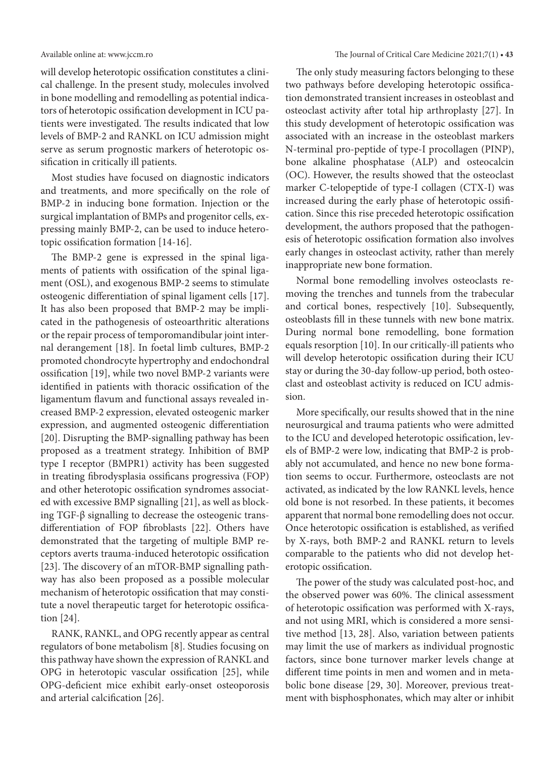will develop heterotopic ossification constitutes a clinical challenge. In the present study, molecules involved in bone modelling and remodelling as potential indicators of heterotopic ossification development in ICU patients were investigated. The results indicated that low levels of BMP-2 and RANKL on ICU admission might serve as serum prognostic markers of heterotopic ossification in critically ill patients.

Most studies have focused on diagnostic indicators and treatments, and more specifically on the role of BMP-2 in inducing bone formation. Injection or the surgical implantation of BMPs and progenitor cells, expressing mainly BMP-2, can be used to induce heterotopic ossification formation [14-16].

The BMP-2 gene is expressed in the spinal ligaments of patients with ossification of the spinal ligament (OSL), and exogenous BMP-2 seems to stimulate osteogenic differentiation of spinal ligament cells [17]. It has also been proposed that BMP-2 may be implicated in the pathogenesis of osteoarthritic alterations or the repair process of temporomandibular joint internal derangement [18]. In foetal limb cultures, BMP-2 promoted chondrocyte hypertrophy and endochondral ossification [19], while two novel BMP-2 variants were identified in patients with thoracic ossification of the ligamentum flavum and functional assays revealed increased BMP-2 expression, elevated osteogenic marker expression, and augmented osteogenic differentiation [20]. Disrupting the BMP-signalling pathway has been proposed as a treatment strategy. Inhibition of BMP type I receptor (BMPR1) activity has been suggested in treating fibrodysplasia ossificans progressiva (FOP) and other heterotopic ossification syndromes associated with excessive BMP signalling [21], as well as blocking TGF-β signalling to decrease the osteogenic transdifferentiation of FOP fibroblasts [22]. Others have demonstrated that the targeting of multiple BMP receptors averts trauma-induced heterotopic ossification [23]. The discovery of an mTOR-BMP signalling pathway has also been proposed as a possible molecular mechanism of heterotopic ossification that may constitute a novel therapeutic target for heterotopic ossification [24].

RANK, RANKL, and OPG recently appear as central regulators of bone metabolism [8]. Studies focusing on this pathway have shown the expression of RANKL and OPG in heterotopic vascular ossification [25], while OPG-deficient mice exhibit early-onset osteoporosis and arterial calcification [26].

The only study measuring factors belonging to these two pathways before developing heterotopic ossification demonstrated transient increases in osteoblast and osteoclast activity after total hip arthroplasty [27]. In this study development of heterotopic ossification was associated with an increase in the osteoblast markers N-terminal pro-peptide of type-I procollagen (PINP), bone alkaline phosphatase (ALP) and osteocalcin (OC). However, the results showed that the osteoclast marker C-telopeptide of type-I collagen (CTX-I) was increased during the early phase of heterotopic ossification. Since this rise preceded heterotopic ossification development, the authors proposed that the pathogenesis of heterotopic ossification formation also involves early changes in osteoclast activity, rather than merely inappropriate new bone formation.

Normal bone remodelling involves osteoclasts removing the trenches and tunnels from the trabecular and cortical bones, respectively [10]. Subsequently, osteoblasts fill in these tunnels with new bone matrix. During normal bone remodelling, bone formation equals resorption [10]. In our critically-ill patients who will develop heterotopic ossification during their ICU stay or during the 30-day follow-up period, both osteoclast and osteoblast activity is reduced on ICU admission.

More specifically, our results showed that in the nine neurosurgical and trauma patients who were admitted to the ICU and developed heterotopic ossification, levels of BMP-2 were low, indicating that BMP-2 is probably not accumulated, and hence no new bone formation seems to occur. Furthermore, osteoclasts are not activated, as indicated by the low RANKL levels, hence old bone is not resorbed. In these patients, it becomes apparent that normal bone remodelling does not occur. Once heterotopic ossification is established, as verified by X-rays, both BMP-2 and RANKL return to levels comparable to the patients who did not develop heterotopic ossification.

The power of the study was calculated post-hoc, and the observed power was 60%. The clinical assessment of heterotopic ossification was performed with X-rays, and not using MRI, which is considered a more sensitive method [13, 28]. Also, variation between patients may limit the use of markers as individual prognostic factors, since bone turnover marker levels change at different time points in men and women and in metabolic bone disease [29, 30]. Moreover, previous treatment with bisphosphonates, which may alter or inhibit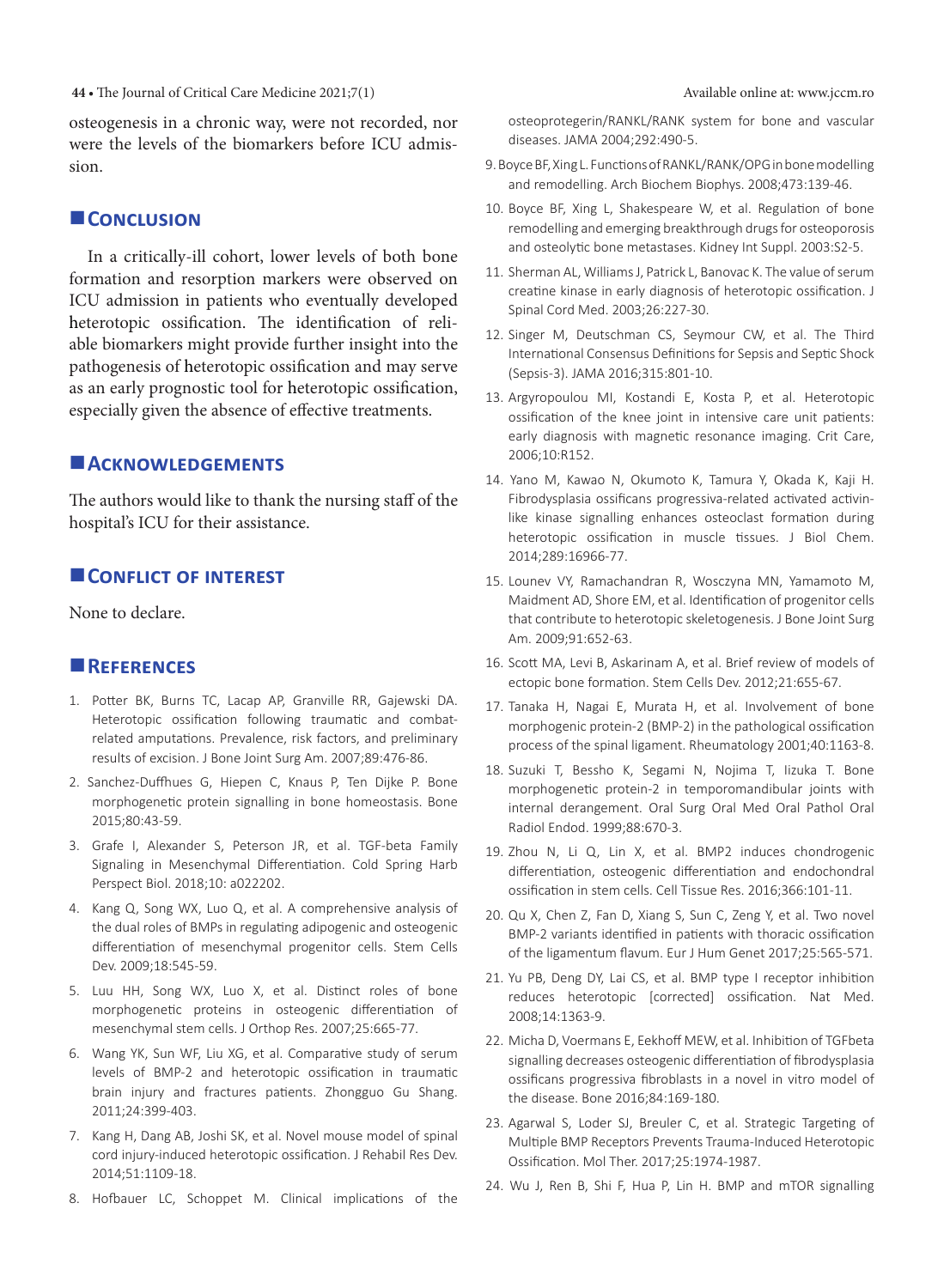osteogenesis in a chronic way, were not recorded, nor were the levels of the biomarkers before ICU admission.

## Conclusion

In a critically-ill cohort, lower levels of both bone formation and resorption markers were observed on ICU admission in patients who eventually developed heterotopic ossification. The identification of reliable biomarkers might provide further insight into the pathogenesis of heterotopic ossification and may serve as an early prognostic tool for heterotopic ossification, especially given the absence of effective treatments.

## Acknowledgements

The authors would like to thank the nursing staff of the hospital's ICU for their assistance.

## Conflict of interest

None to declare.

## References

1. Potter BK, Burns TC, Lacap AP, Granville RR, Gajewski DA. Heterotopic ossification following traumatic and combat-related amputations. Prevalence, risk factors, and preliminary results of excision. J Bone Joint Surg Am. 2007;89:476-86.
2. Sanchez-Duffhues G, Hiepen C, Knaus P, Ten Dijke P. Bone morphogenetic protein signalling in bone homeostasis. Bone 2015;80:43-59.
3. Grafe I, Alexander S, Peterson JR, et al. TGF-beta Family Signaling in Mesenchymal Differentiation. Cold Spring Harb Perspect Biol. 2018;10: a022202.
4. Kang Q, Song WX, Luo Q, et al. A comprehensive analysis of the dual roles of BMPs in regulating adipogenic and osteogenic differentiation of mesenchymal progenitor cells. Stem Cells Dev. 2009;18:545-59.
5. Luu HH, Song WX, Luo X, et al. Distinct roles of bone morphogenetic proteins in osteogenic differentiation of mesenchymal stem cells. J Orthop Res. 2007;25:665-77.
6. Wang YK, Sun WF, Liu XG, et al. Comparative study of serum levels of BMP-2 and heterotopic ossification in traumatic brain injury and fractures patients. Zhongguo Gu Shang. 2011;24:399-403.
7. Kang H, Dang AB, Joshi SK, et al. Novel mouse model of spinal cord injury-induced heterotopic ossification. J Rehabil Res Dev. 2014;51:1109-18.
8. Hofbauer LC, Schoppet M. Clinical implications of the osteoprotegerin/RANKL/RANK system for bone and vascular diseases. JAMA 2004;292:490-5.
9. Boyce BF, Xing L. Functions of RANKL/RANK/OPG in bone modelling and remodelling. Arch Biochem Biophys. 2008;473:139-46.
10. Boyce BF, Xing L, Shakespeare W, et al. Regulation of bone remodelling and emerging breakthrough drugs for osteoporosis and osteolytic bone metastases. Kidney Int Suppl. 2003:S2-5.
11. Sherman AL, Williams J, Patrick L, Banovac K. The value of serum creatine kinase in early diagnosis of heterotopic ossification. J Spinal Cord Med. 2003;26:227-30.
12. Singer M, Deutschman CS, Seymour CW, et al. The Third International Consensus Definitions for Sepsis and Septic Shock (Sepsis-3). JAMA 2016;315:801-10.
13. Argyropoulou MI, Kostandi E, Kosta P, et al. Heterotopic ossification of the knee joint in intensive care unit patients: early diagnosis with magnetic resonance imaging. Crit Care, 2006;10:R152.
14. Yano M, Kawao N, Okumoto K, Tamura Y, Okada K, Kaji H. Fibrodysplasia ossificans progressiva-related activated activin-like kinase signalling enhances osteoclast formation during heterotopic ossification in muscle tissues. J Biol Chem. 2014;289:16966-77.
15. Lounev VY, Ramachandran R, Wosczyna MN, Yamamoto M, Maidment AD, Shore EM, et al. Identification of progenitor cells that contribute to heterotopic skeletogenesis. J Bone Joint Surg Am. 2009;91:652-63.
16. Scott MA, Levi B, Askarinam A, et al. Brief review of models of ectopic bone formation. Stem Cells Dev. 2012;21:655-67.
17. Tanaka H, Nagai E, Murata H, et al. Involvement of bone morphogenic protein-2 (BMP-2) in the pathological ossification process of the spinal ligament. Rheumatology 2001;40:1163-8.
18. Suzuki T, Bessho K, Segami N, Nojima T, Iizuka T. Bone morphogenetic protein-2 in temporomandibular joints with internal derangement. Oral Surg Oral Med Oral Pathol Oral Radiol Endod. 1999;88:670-3.
19. Zhou N, Li Q, Lin X, et al. BMP2 induces chondrogenic differentiation, osteogenic differentiation and endochondral ossification in stem cells. Cell Tissue Res. 2016;366:101-11.
20. Qu X, Chen Z, Fan D, Xiang S, Sun C, Zeng Y, et al. Two novel BMP-2 variants identified in patients with thoracic ossification of the ligamentum flavum. Eur J Hum Genet 2017;25:565-571.
21. Yu PB, Deng DY, Lai CS, et al. BMP type I receptor inhibition reduces heterotopic [corrected] ossification. Nat Med. 2008;14:1363-9.
22. Micha D, Voermans E, Eekhoff MEW, et al. Inhibition of TGFbeta signalling decreases osteogenic differentiation of fibrodysplasia ossificans progressiva fibroblasts in a novel in vitro model of the disease. Bone 2016;84:169-180.
23. Agarwal S, Loder SJ, Breuler C, et al. Strategic Targeting of Multiple BMP Receptors Prevents Trauma-Induced Heterotopic Ossification. Mol Ther. 2017;25:1974-1987.
24. Wu J, Ren B, Shi F, Hua P, Lin H. BMP and mTOR signalling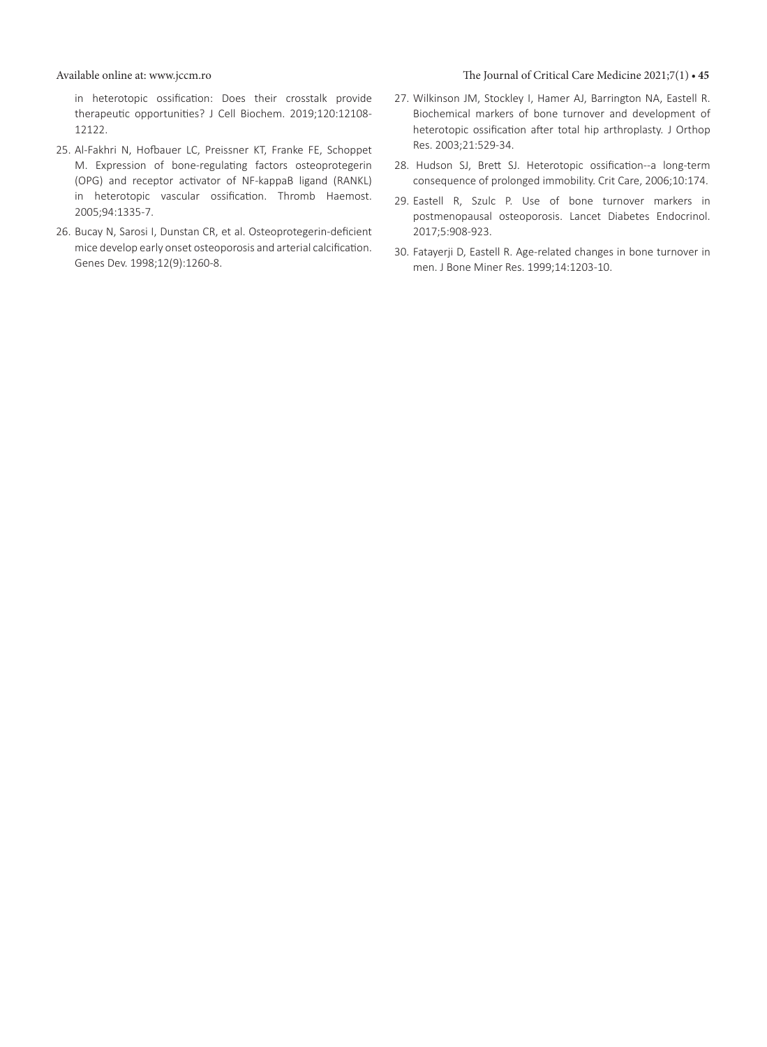in heterotopic ossification: Does their crosstalk provide therapeutic opportunities? J Cell Biochem. 2019;120:12108-12122.

25. Al-Fakhri N, Hofbauer LC, Preissner KT, Franke FE, Schoppet M. Expression of bone-regulating factors osteoprotegerin (OPG) and receptor activator of NF-kappaB ligand (RANKL) in heterotopic vascular ossification. Thromb Haemost. 2005;94:1335-7.
26. Bucay N, Sarosi I, Dunstan CR, et al. Osteoprotegerin-deficient mice develop early onset osteoporosis and arterial calcification. Genes Dev. 1998;12(9):1260-8.
27. Wilkinson JM, Stockley I, Hamer AJ, Barrington NA, Eastell R. Biochemical markers of bone turnover and development of heterotopic ossification after total hip arthroplasty. J Orthop Res. 2003;21:529-34.
28. Hudson SJ, Brett SJ. Heterotopic ossification--a long-term consequence of prolonged immobility. Crit Care, 2006;10:174.
29. Eastell R, Szulc P. Use of bone turnover markers in postmenopausal osteoporosis. Lancet Diabetes Endocrinol. 2017;5:908-923.
30. Fatayerji D, Eastell R. Age-related changes in bone turnover in men. J Bone Miner Res. 1999;14:1203-10.